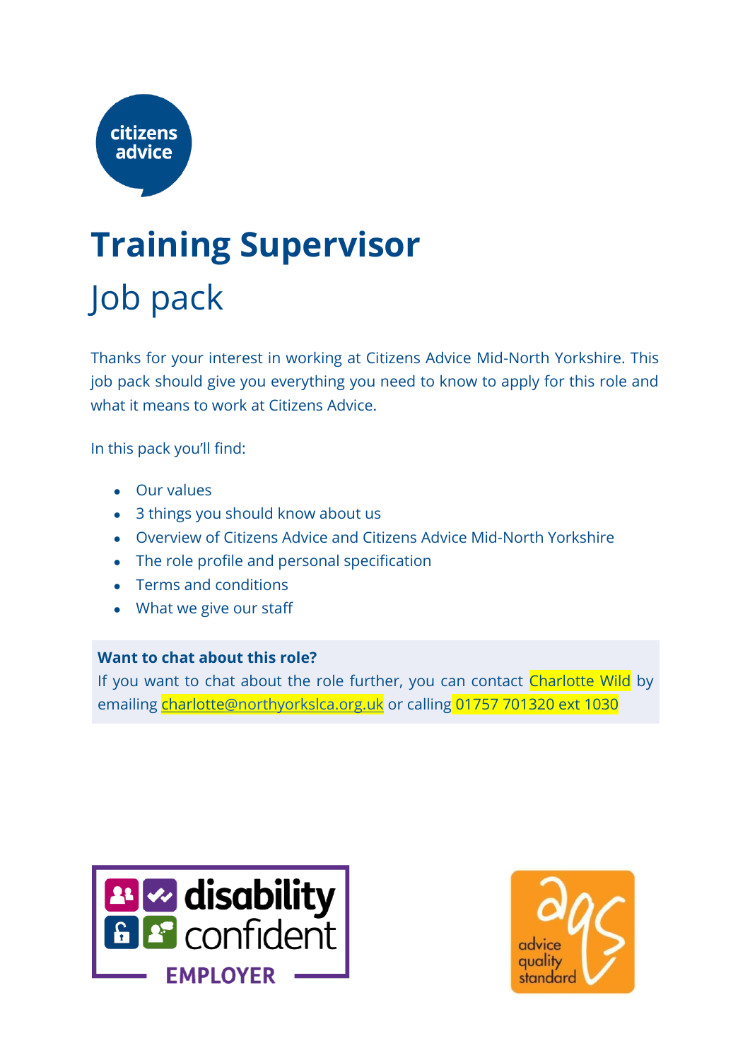# Training Supervisor

## Job pack

Thanks for your interest in working at Citizens Advice Mid-North Yorkshire. This job pack should give you everything you need to know to apply for this role and what it means to work at Citizens Advice.

In this pack you'll find:

- Our values
- 3 things you should know about us
- Overview of Citizens Advice and Citizens Advice Mid-North Yorkshire
- The role profile and personal specification
- Terms and conditions
- What we give our staff

**Want to chat about this role?**

If you want to chat about the role further, you can contact Charlotte Wild by emailing charlotte@northyorkslca.org.uk or calling 01757 701320 ext 1030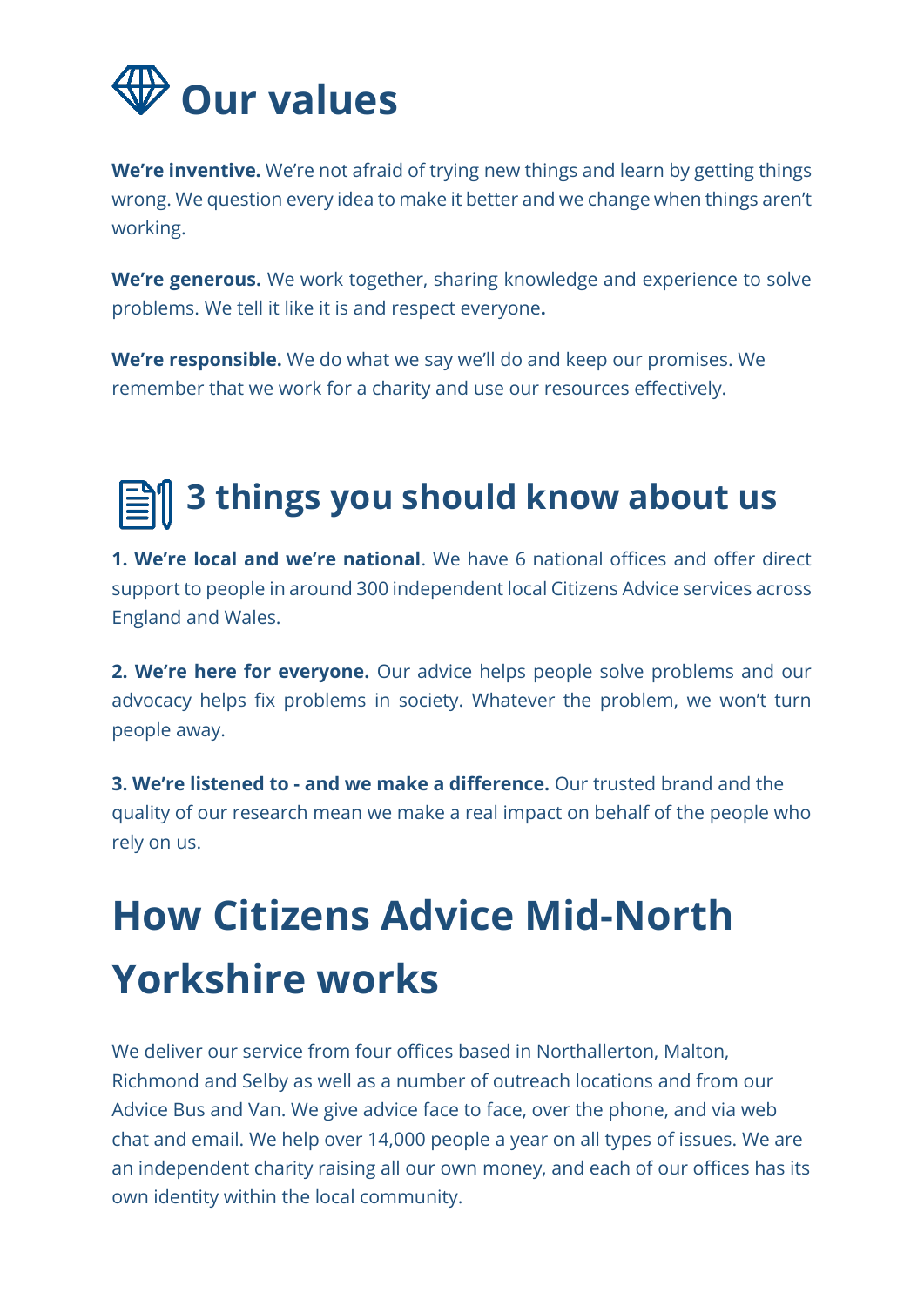# Our values

**We're inventive.** We're not afraid of trying new things and learn by getting things wrong. We question every idea to make it better and we change when things aren't working.

**We're generous.** We work together, sharing knowledge and experience to solve problems. We tell it like it is and respect everyone**.**

**We're responsible.** We do what we say we'll do and keep our promises. We remember that we work for a charity and use our resources effectively.

# 3 things you should know about us

**1. We're local and we're national**. We have 6 national offices and offer direct support to people in around 300 independent local Citizens Advice services across England and Wales.

**2. We're here for everyone.** Our advice helps people solve problems and our advocacy helps fix problems in society. Whatever the problem, we won't turn people away.

**3. We're listened to - and we make a difference.** Our trusted brand and the quality of our research mean we make a real impact on behalf of the people who rely on us.

# How Citizens Advice Mid-North Yorkshire works

We deliver our service from four offices based in Northallerton, Malton, Richmond and Selby as well as a number of outreach locations and from our Advice Bus and Van. We give advice face to face, over the phone, and via web chat and email. We help over 14,000 people a year on all types of issues. We are an independent charity raising all our own money, and each of our offices has its own identity within the local community.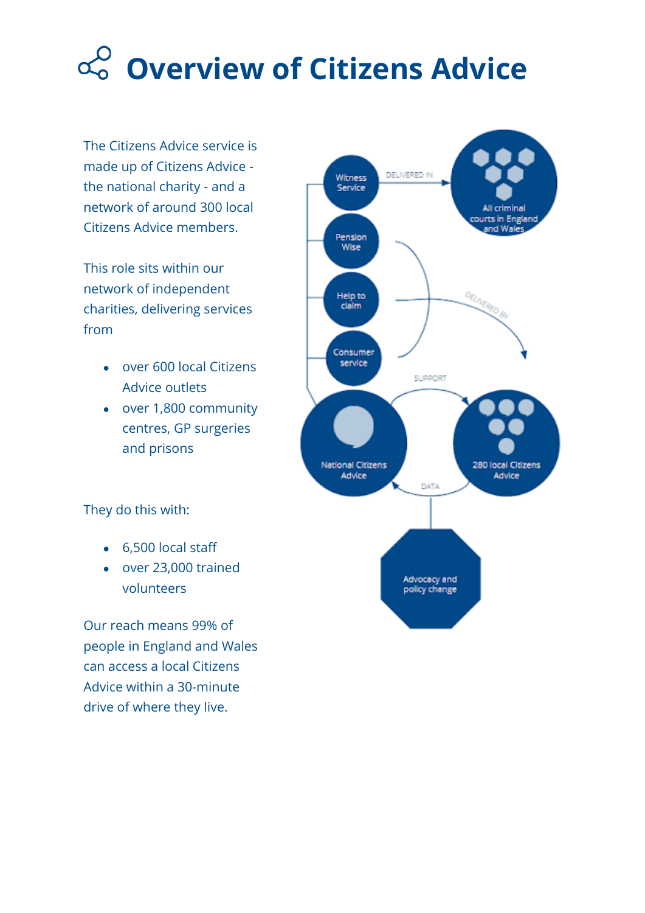# Overview of Citizens Advice

The Citizens Advice service is made up of Citizens Advice - the national charity - and a network of around 300 local Citizens Advice members.

This role sits within our network of independent charities, delivering services from

- over 600 local Citizens Advice outlets
- over 1,800 community centres, GP surgeries and prisons

They do this with:

- 6,500 local staff
- over 23,000 trained volunteers

Our reach means 99% of people in England and Wales can access a local Citizens Advice within a 30-minute drive of where they live.

Witness Service

DELIVERED IN

All criminal courts in England and Wales

Pension Wise

Help to claim

DELIVERED BY

Consumer service

SUPPORT

National Citizens Advice

280 local Citizens Advice

DATA

Advocacy and policy change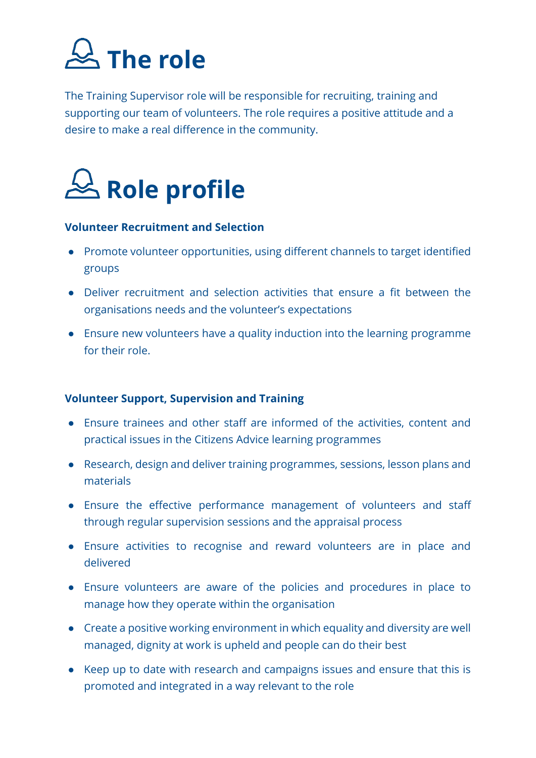# The role

The Training Supervisor role will be responsible for recruiting, training and supporting our team of volunteers. The role requires a positive attitude and a desire to make a real difference in the community.

# Role profile

**Volunteer Recruitment and Selection**

- Promote volunteer opportunities, using different channels to target identified groups
- Deliver recruitment and selection activities that ensure a fit between the organisations needs and the volunteer's expectations
- Ensure new volunteers have a quality induction into the learning programme for their role.

**Volunteer Support, Supervision and Training**

- Ensure trainees and other staff are informed of the activities, content and practical issues in the Citizens Advice learning programmes
- Research, design and deliver training programmes, sessions, lesson plans and materials
- Ensure the effective performance management of volunteers and staff through regular supervision sessions and the appraisal process
- Ensure activities to recognise and reward volunteers are in place and delivered
- Ensure volunteers are aware of the policies and procedures in place to manage how they operate within the organisation
- Create a positive working environment in which equality and diversity are well managed, dignity at work is upheld and people can do their best
- Keep up to date with research and campaigns issues and ensure that this is promoted and integrated in a way relevant to the role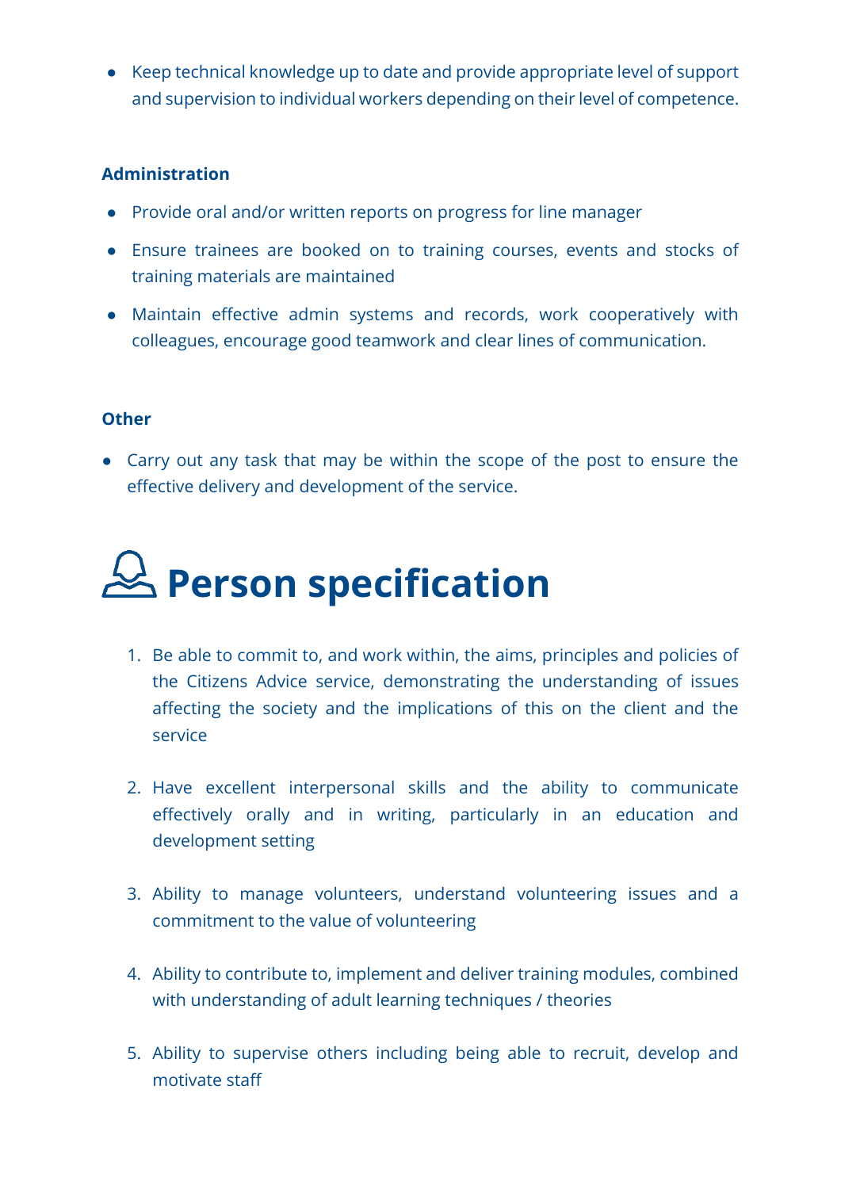- Keep technical knowledge up to date and provide appropriate level of support and supervision to individual workers depending on their level of competence.

**Administration**

- Provide oral and/or written reports on progress for line manager
- Ensure trainees are booked on to training courses, events and stocks of training materials are maintained
- Maintain effective admin systems and records, work cooperatively with colleagues, encourage good teamwork and clear lines of communication.

**Other**

- Carry out any task that may be within the scope of the post to ensure the effective delivery and development of the service.

# Person specification

1. Be able to commit to, and work within, the aims, principles and policies of the Citizens Advice service, demonstrating the understanding of issues affecting the society and the implications of this on the client and the service
2. Have excellent interpersonal skills and the ability to communicate effectively orally and in writing, particularly in an education and development setting
3. Ability to manage volunteers, understand volunteering issues and a commitment to the value of volunteering
4. Ability to contribute to, implement and deliver training modules, combined with understanding of adult learning techniques / theories
5. Ability to supervise others including being able to recruit, develop and motivate staff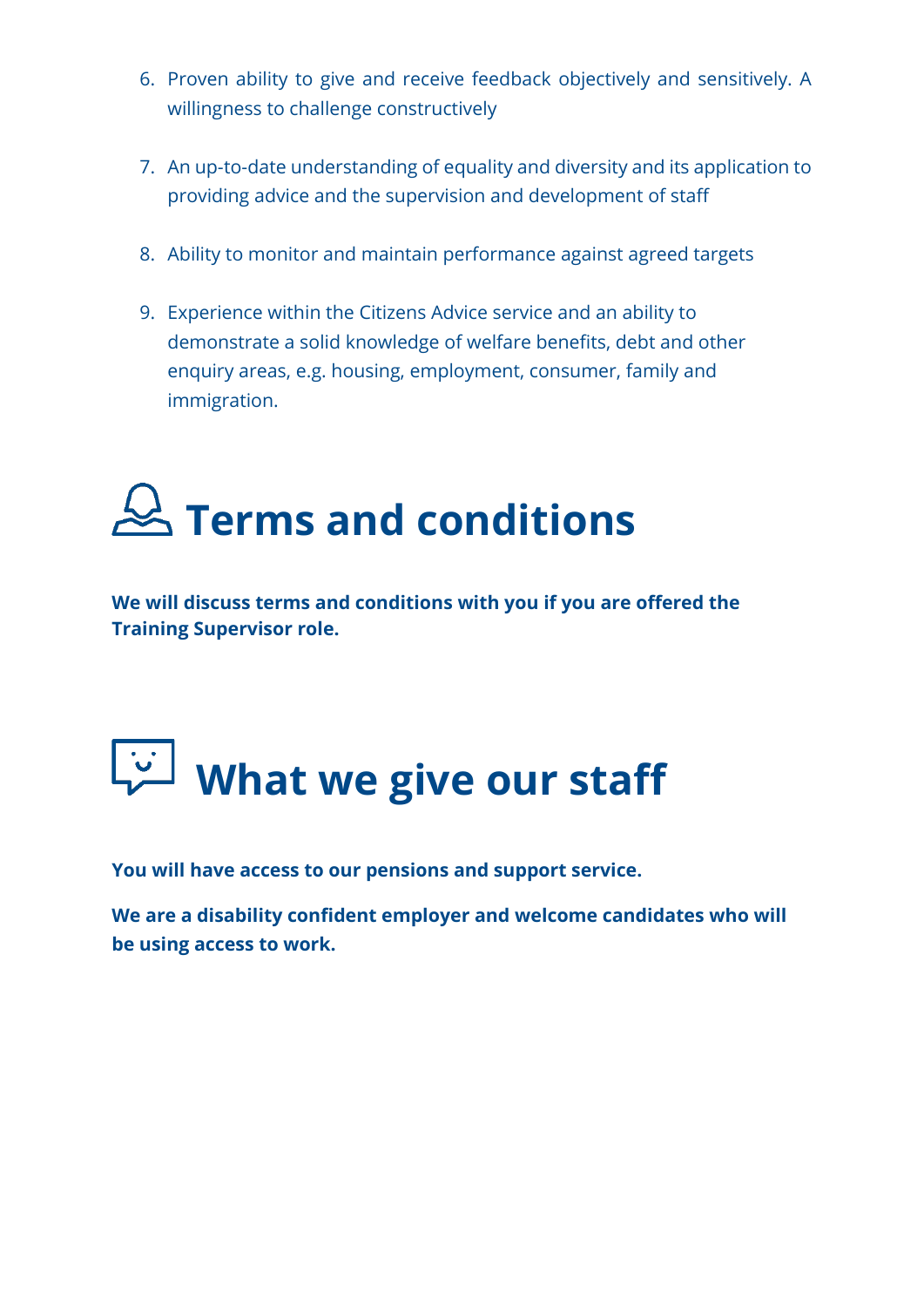6. Proven ability to give and receive feedback objectively and sensitively. A willingness to challenge constructively

7. An up-to-date understanding of equality and diversity and its application to providing advice and the supervision and development of staff

8. Ability to monitor and maintain performance against agreed targets

9. Experience within the Citizens Advice service and an ability to demonstrate a solid knowledge of welfare benefits, debt and other enquiry areas, e.g. housing, employment, consumer, family and immigration.

# Terms and conditions

**We will discuss terms and conditions with you if you are offered the Training Supervisor role.**

# What we give our staff

**You will have access to our pensions and support service.**

**We are a disability confident employer and welcome candidates who will be using access to work.**